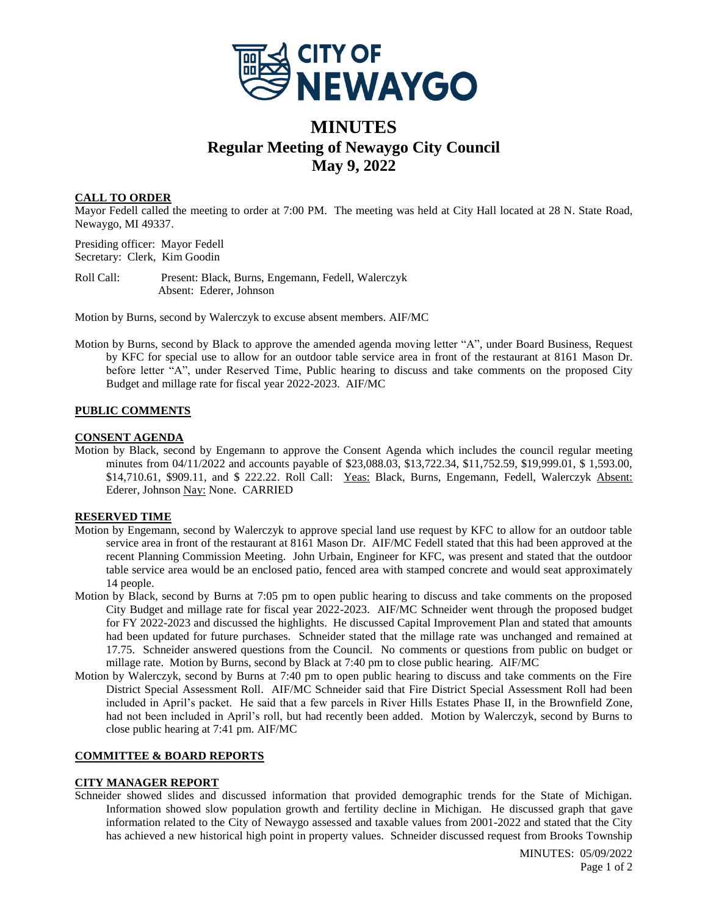# MINUTES
## Regular Meeting of Newaygo City Council
## May 9, 2022

**CALL TO ORDER**

Mayor Fedell called the meeting to order at 7:00 PM. The meeting was held at City Hall located at 28 N. State Road, Newaygo, MI 49337.

Presiding officer: Mayor Fedell
Secretary: Clerk, Kim Goodin

Roll Call: Present: Black, Burns, Engemann, Fedell, Walerczyk
Absent: Ederer, Johnson

Motion by Burns, second by Walerczyk to excuse absent members. AIF/MC

Motion by Burns, second by Black to approve the amended agenda moving letter "A", under Board Business, Request by KFC for special use to allow for an outdoor table service area in front of the restaurant at 8161 Mason Dr. before letter "A", under Reserved Time, Public hearing to discuss and take comments on the proposed City Budget and millage rate for fiscal year 2022-2023. AIF/MC

**PUBLIC COMMENTS**

**CONSENT AGENDA**

Motion by Black, second by Engemann to approve the Consent Agenda which includes the council regular meeting minutes from 04/11/2022 and accounts payable of $23,088.03, $13,722.34, $11,752.59, $19,999.01, $ 1,593.00, $14,710.61, $909.11, and $ 222.22. Roll Call: Yeas: Black, Burns, Engemann, Fedell, Walerczyk Absent: Ederer, Johnson Nay: None. CARRIED

**RESERVED TIME**

Motion by Engemann, second by Walerczyk to approve special land use request by KFC to allow for an outdoor table service area in front of the restaurant at 8161 Mason Dr. AIF/MC Fedell stated that this had been approved at the recent Planning Commission Meeting. John Urbain, Engineer for KFC, was present and stated that the outdoor table service area would be an enclosed patio, fenced area with stamped concrete and would seat approximately 14 people.

Motion by Black, second by Burns at 7:05 pm to open public hearing to discuss and take comments on the proposed City Budget and millage rate for fiscal year 2022-2023. AIF/MC Schneider went through the proposed budget for FY 2022-2023 and discussed the highlights. He discussed Capital Improvement Plan and stated that amounts had been updated for future purchases. Schneider stated that the millage rate was unchanged and remained at 17.75. Schneider answered questions from the Council. No comments or questions from public on budget or millage rate. Motion by Burns, second by Black at 7:40 pm to close public hearing. AIF/MC

Motion by Walerczyk, second by Burns at 7:40 pm to open public hearing to discuss and take comments on the Fire District Special Assessment Roll. AIF/MC Schneider said that Fire District Special Assessment Roll had been included in April's packet. He said that a few parcels in River Hills Estates Phase II, in the Brownfield Zone, had not been included in April's roll, but had recently been added. Motion by Walerczyk, second by Burns to close public hearing at 7:41 pm. AIF/MC

**COMMITTEE & BOARD REPORTS**

**CITY MANAGER REPORT**

Schneider showed slides and discussed information that provided demographic trends for the State of Michigan. Information showed slow population growth and fertility decline in Michigan. He discussed graph that gave information related to the City of Newaygo assessed and taxable values from 2001-2022 and stated that the City has achieved a new historical high point in property values. Schneider discussed request from Brooks Township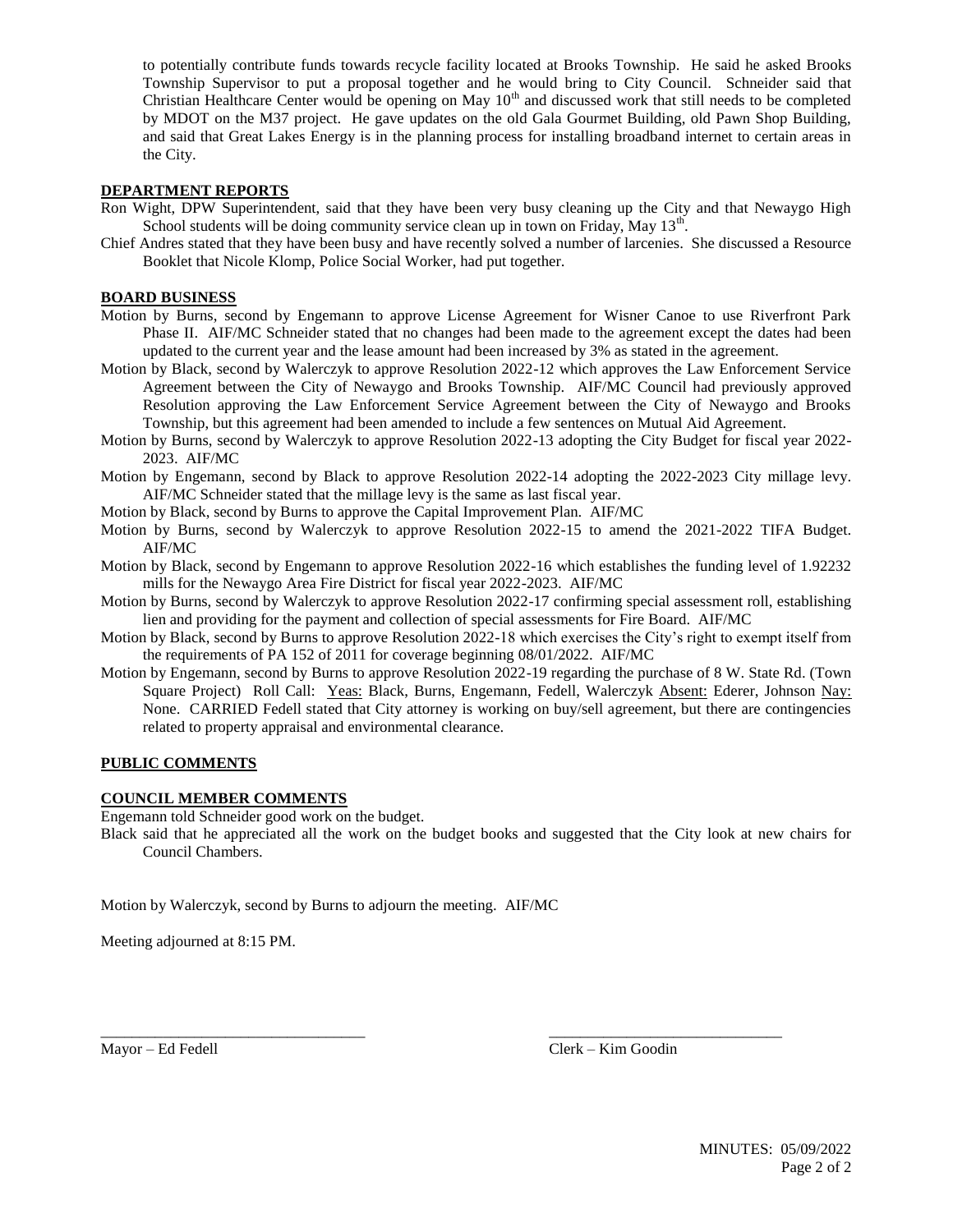to potentially contribute funds towards recycle facility located at Brooks Township. He said he asked Brooks Township Supervisor to put a proposal together and he would bring to City Council. Schneider said that Christian Healthcare Center would be opening on May 10th and discussed work that still needs to be completed by MDOT on the M37 project. He gave updates on the old Gala Gourmet Building, old Pawn Shop Building, and said that Great Lakes Energy is in the planning process for installing broadband internet to certain areas in the City.

**DEPARTMENT REPORTS**

Ron Wight, DPW Superintendent, said that they have been very busy cleaning up the City and that Newaygo High School students will be doing community service clean up in town on Friday, May 13th.

Chief Andres stated that they have been busy and have recently solved a number of larcenies. She discussed a Resource Booklet that Nicole Klomp, Police Social Worker, had put together.

**BOARD BUSINESS**

Motion by Burns, second by Engemann to approve License Agreement for Wisner Canoe to use Riverfront Park Phase II. AIF/MC Schneider stated that no changes had been made to the agreement except the dates had been updated to the current year and the lease amount had been increased by 3% as stated in the agreement.

Motion by Black, second by Walerczyk to approve Resolution 2022-12 which approves the Law Enforcement Service Agreement between the City of Newaygo and Brooks Township. AIF/MC Council had previously approved Resolution approving the Law Enforcement Service Agreement between the City of Newaygo and Brooks Township, but this agreement had been amended to include a few sentences on Mutual Aid Agreement.

Motion by Burns, second by Walerczyk to approve Resolution 2022-13 adopting the City Budget for fiscal year 2022-2023. AIF/MC

Motion by Engemann, second by Black to approve Resolution 2022-14 adopting the 2022-2023 City millage levy. AIF/MC Schneider stated that the millage levy is the same as last fiscal year.

Motion by Black, second by Burns to approve the Capital Improvement Plan. AIF/MC

Motion by Burns, second by Walerczyk to approve Resolution 2022-15 to amend the 2021-2022 TIFA Budget. AIF/MC

Motion by Black, second by Engemann to approve Resolution 2022-16 which establishes the funding level of 1.92232 mills for the Newaygo Area Fire District for fiscal year 2022-2023. AIF/MC

Motion by Burns, second by Walerczyk to approve Resolution 2022-17 confirming special assessment roll, establishing lien and providing for the payment and collection of special assessments for Fire Board. AIF/MC

Motion by Black, second by Burns to approve Resolution 2022-18 which exercises the City's right to exempt itself from the requirements of PA 152 of 2011 for coverage beginning 08/01/2022. AIF/MC

Motion by Engemann, second by Burns to approve Resolution 2022-19 regarding the purchase of 8 W. State Rd. (Town Square Project) Roll Call: Yeas: Black, Burns, Engemann, Fedell, Walerczyk Absent: Ederer, Johnson Nay: None. CARRIED Fedell stated that City attorney is working on buy/sell agreement, but there are contingencies related to property appraisal and environmental clearance.

**PUBLIC COMMENTS**

**COUNCIL MEMBER COMMENTS**

Engemann told Schneider good work on the budget.

Black said that he appreciated all the work on the budget books and suggested that the City look at new chairs for Council Chambers.

Motion by Walerczyk, second by Burns to adjourn the meeting. AIF/MC

Meeting adjourned at 8:15 PM.

\_\_\_\_\_\_\_\_\_\_\_\_\_\_\_\_\_\_\_\_\_\_\_\_\_\_\_\_\_\_\_\_\_\_ \_\_\_\_\_\_\_\_\_\_\_\_\_\_\_\_\_\_\_\_\_\_\_\_\_\_\_\_\_\_\_\_\_\_

Mayor – Ed Fedell Clerk – Kim Goodin

MINUTES: 05/09/2022